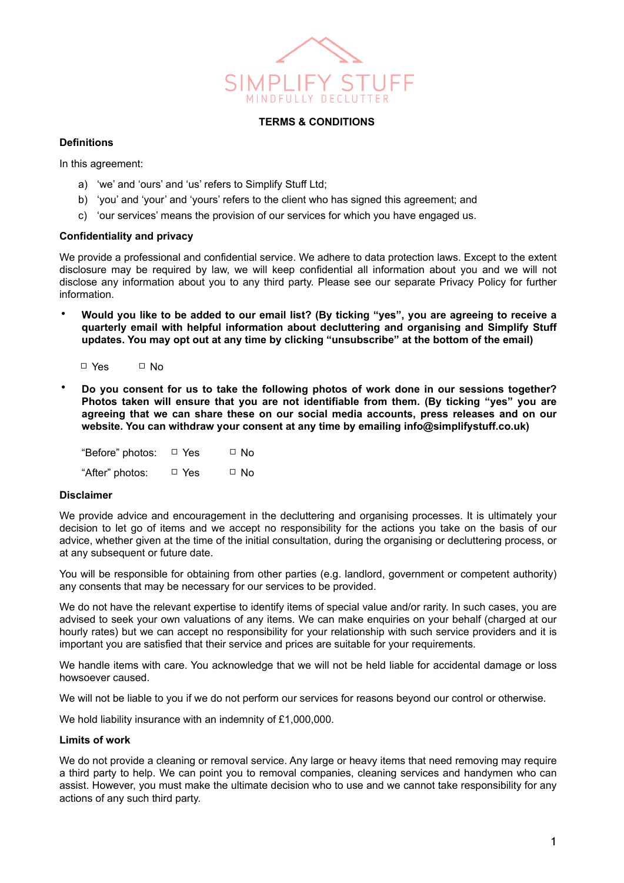SIMPLIFY STUFF

MINDFULLY DECLUTTER

**TERMS & CONDITIONS**

**Definitions**

In this agreement:

a) 'we' and 'ours' and 'us' refers to Simplify Stuff Ltd;
b) 'you' and 'your' and 'yours' refers to the client who has signed this agreement; and
c) 'our services' means the provision of our services for which you have engaged us.

**Confidentiality and privacy**

We provide a professional and confidential service. We adhere to data protection laws. Except to the extent disclosure may be required by law, we will keep confidential all information about you and we will not disclose any information about you to any third party. Please see our separate Privacy Policy for further information.

- **Would you like to be added to our email list? (By ticking "yes", you are agreeing to receive a quarterly email with helpful information about decluttering and organising and Simplify Stuff updates. You may opt out at any time by clicking "unsubscribe" at the bottom of the email)**

  ☐ Yes ☐ No

- **Do you consent for us to take the following photos of work done in our sessions together? Photos taken will ensure that you are not identifiable from them. (By ticking "yes" you are agreeing that we can share these on our social media accounts, press releases and on our website. You can withdraw your consent at any time by emailing info@simplifystuff.co.uk)**

  "Before" photos: ☐ Yes ☐ No

  "After" photos: ☐ Yes ☐ No

**Disclaimer**

We provide advice and encouragement in the decluttering and organising processes. It is ultimately your decision to let go of items and we accept no responsibility for the actions you take on the basis of our advice, whether given at the time of the initial consultation, during the organising or decluttering process, or at any subsequent or future date.

You will be responsible for obtaining from other parties (e.g. landlord, government or competent authority) any consents that may be necessary for our services to be provided.

We do not have the relevant expertise to identify items of special value and/or rarity. In such cases, you are advised to seek your own valuations of any items. We can make enquiries on your behalf (charged at our hourly rates) but we can accept no responsibility for your relationship with such service providers and it is important you are satisfied that their service and prices are suitable for your requirements.

We handle items with care. You acknowledge that we will not be held liable for accidental damage or loss howsoever caused.

We will not be liable to you if we do not perform our services for reasons beyond our control or otherwise.

We hold liability insurance with an indemnity of £1,000,000.

**Limits of work**

We do not provide a cleaning or removal service. Any large or heavy items that need removing may require a third party to help. We can point you to removal companies, cleaning services and handymen who can assist. However, you must make the ultimate decision who to use and we cannot take responsibility for any actions of any such third party.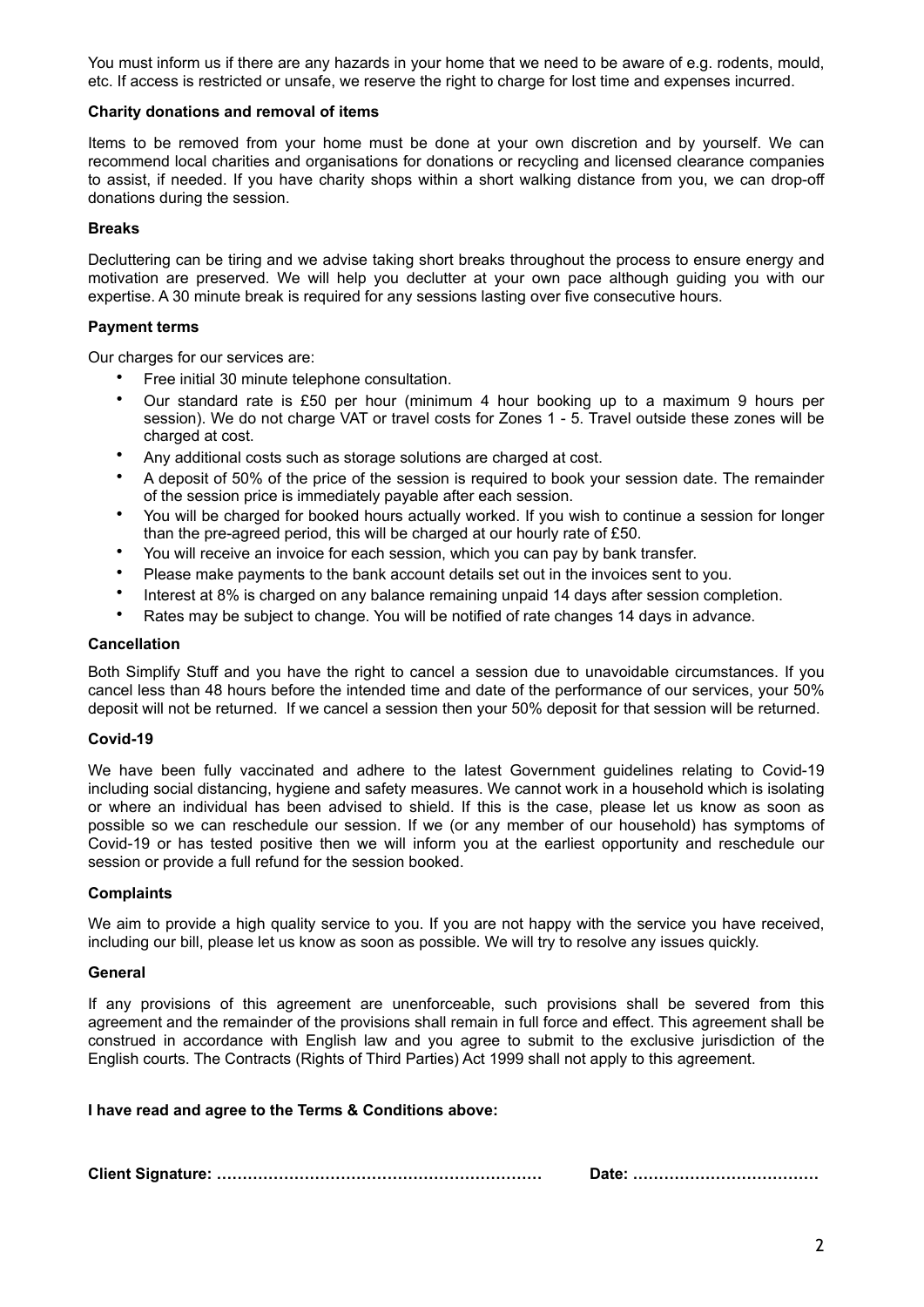You must inform us if there are any hazards in your home that we need to be aware of e.g. rodents, mould, etc. If access is restricted or unsafe, we reserve the right to charge for lost time and expenses incurred.

**Charity donations and removal of items**

Items to be removed from your home must be done at your own discretion and by yourself. We can recommend local charities and organisations for donations or recycling and licensed clearance companies to assist, if needed. If you have charity shops within a short walking distance from you, we can drop-off donations during the session.

**Breaks**

Decluttering can be tiring and we advise taking short breaks throughout the process to ensure energy and motivation are preserved. We will help you declutter at your own pace although guiding you with our expertise. A 30 minute break is required for any sessions lasting over five consecutive hours.

**Payment terms**

Our charges for our services are:

- Free initial 30 minute telephone consultation.
- Our standard rate is £50 per hour (minimum 4 hour booking up to a maximum 9 hours per session). We do not charge VAT or travel costs for Zones 1 - 5. Travel outside these zones will be charged at cost.
- Any additional costs such as storage solutions are charged at cost.
- A deposit of 50% of the price of the session is required to book your session date. The remainder of the session price is immediately payable after each session.
- You will be charged for booked hours actually worked. If you wish to continue a session for longer than the pre-agreed period, this will be charged at our hourly rate of £50.
- You will receive an invoice for each session, which you can pay by bank transfer.
- Please make payments to the bank account details set out in the invoices sent to you.
- Interest at 8% is charged on any balance remaining unpaid 14 days after session completion.
- Rates may be subject to change. You will be notified of rate changes 14 days in advance.

**Cancellation**

Both Simplify Stuff and you have the right to cancel a session due to unavoidable circumstances. If you cancel less than 48 hours before the intended time and date of the performance of our services, your 50% deposit will not be returned. If we cancel a session then your 50% deposit for that session will be returned.

**Covid-19**

We have been fully vaccinated and adhere to the latest Government guidelines relating to Covid-19 including social distancing, hygiene and safety measures. We cannot work in a household which is isolating or where an individual has been advised to shield. If this is the case, please let us know as soon as possible so we can reschedule our session. If we (or any member of our household) has symptoms of Covid-19 or has tested positive then we will inform you at the earliest opportunity and reschedule our session or provide a full refund for the session booked.

**Complaints**

We aim to provide a high quality service to you. If you are not happy with the service you have received, including our bill, please let us know as soon as possible. We will try to resolve any issues quickly.

**General**

If any provisions of this agreement are unenforceable, such provisions shall be severed from this agreement and the remainder of the provisions shall remain in full force and effect. This agreement shall be construed in accordance with English law and you agree to submit to the exclusive jurisdiction of the English courts. The Contracts (Rights of Third Parties) Act 1999 shall not apply to this agreement.

**I have read and agree to the Terms & Conditions above:**

**Client Signature: ………………………………………………………** **Date: ………………………………**